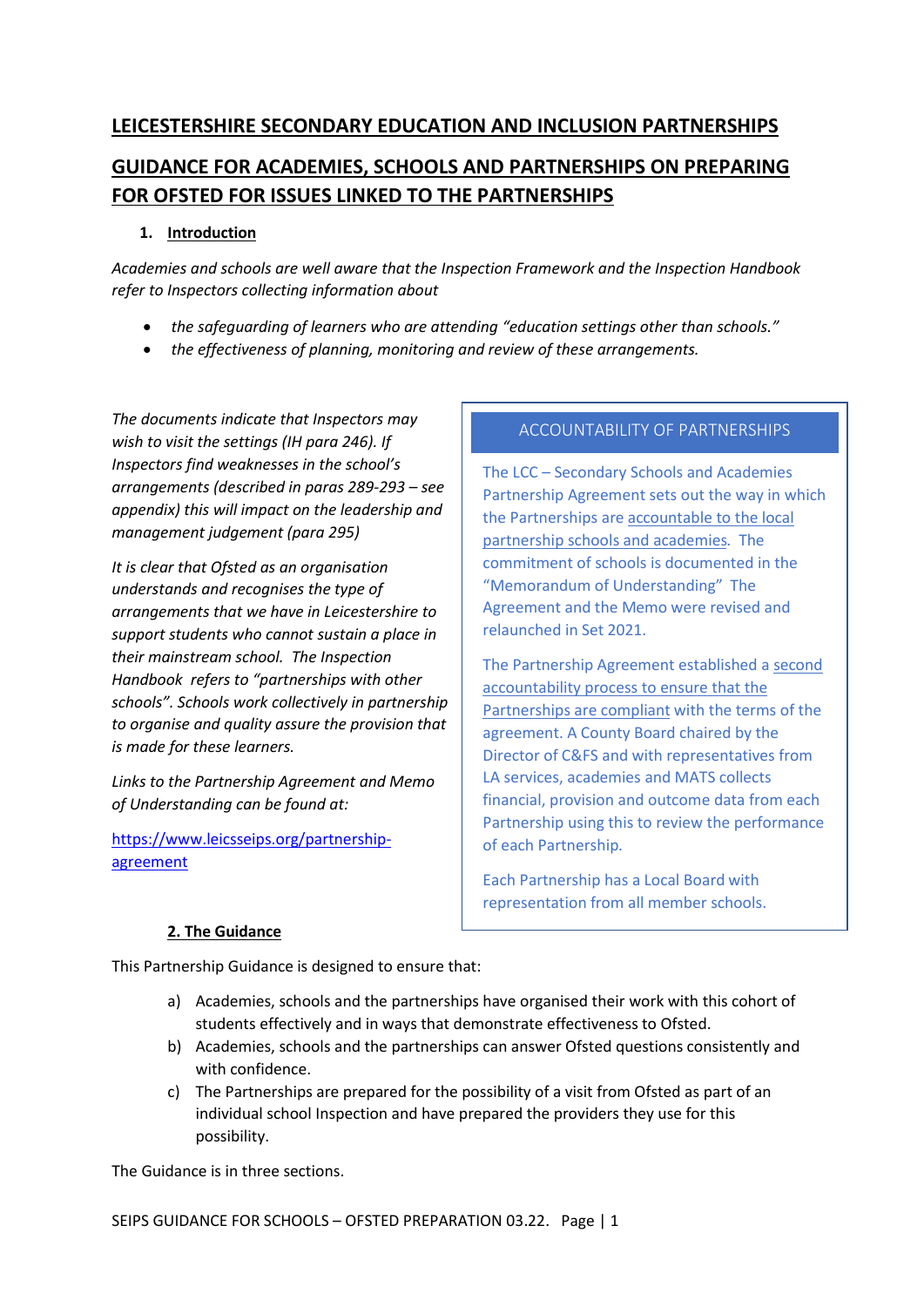# LEICESTERSHIRE SECONDARY EDUCATION AND INCLUSION PARTNERSHIPS

# GUIDANCE FOR ACADEMIES, SCHOOLS AND PARTNERSHIPS ON PREPARING FOR OFSTED FOR ISSUES LINKED TO THE PARTNERSHIPS

## 1. Introduction

*Academies and schools are well aware that the Inspection Framework and the Inspection Handbook refer to Inspectors collecting information about*

- *the safeguarding of learners who are attending "education settings other than schools."*
- *the effectiveness of planning, monitoring and review of these arrangements.*

*The documents indicate that Inspectors may wish to visit the settings (IH para 246). If Inspectors find weaknesses in the school's arrangements (described in paras 289-293 – see appendix) this will impact on the leadership and management judgement (para 295)*

*It is clear that Ofsted as an organisation understands and recognises the type of arrangements that we have in Leicestershire to support students who cannot sustain a place in their mainstream school. The Inspection Handbook refers to "partnerships with other schools". Schools work collectively in partnership to organise and quality assure the provision that is made for these learners.*

*Links to the Partnership Agreement and Memo of Understanding can be found at:*

https://www.leicsseips.org/partnership-agreement

> **ACCOUNTABILITY OF PARTNERSHIPS**
>
> The LCC – Secondary Schools and Academies Partnership Agreement sets out the way in which the Partnerships are accountable to the local partnership schools and academies. The commitment of schools is documented in the "Memorandum of Understanding" The Agreement and the Memo were revised and relaunched in Set 2021.
>
> The Partnership Agreement established a second accountability process to ensure that the Partnerships are compliant with the terms of the agreement. A County Board chaired by the Director of C&FS and with representatives from LA services, academies and MATS collects financial, provision and outcome data from each Partnership using this to review the performance of each Partnership.
>
> Each Partnership has a Local Board with representation from all member schools.

## 2. The Guidance

This Partnership Guidance is designed to ensure that:

a) Academies, schools and the partnerships have organised their work with this cohort of students effectively and in ways that demonstrate effectiveness to Ofsted.

b) Academies, schools and the partnerships can answer Ofsted questions consistently and with confidence.

c) The Partnerships are prepared for the possibility of a visit from Ofsted as part of an individual school Inspection and have prepared the providers they use for this possibility.

The Guidance is in three sections.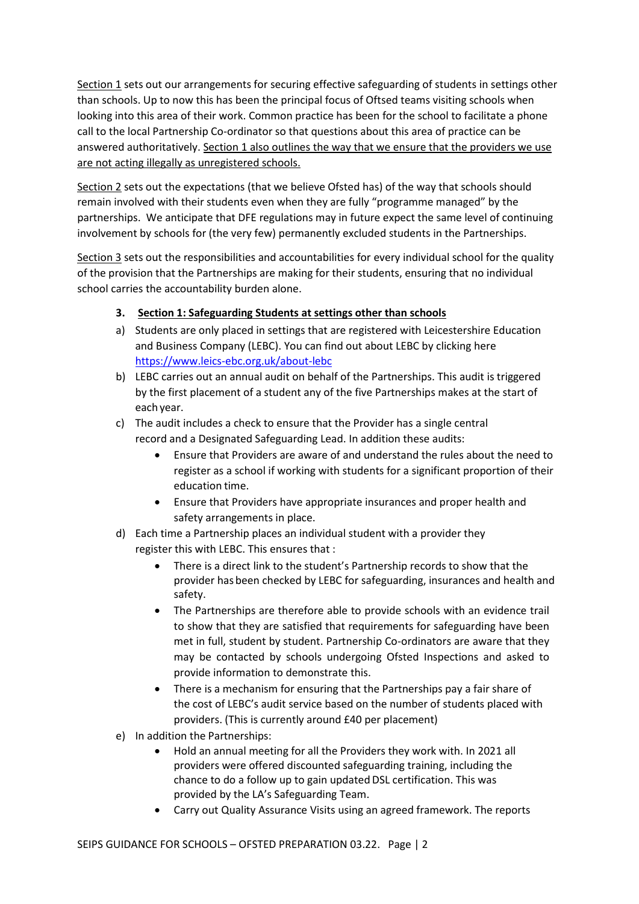Section 1 sets out our arrangements for securing effective safeguarding of students in settings other than schools. Up to now this has been the principal focus of Ofsted teams visiting schools when looking into this area of their work. Common practice has been for the school to facilitate a phone call to the local Partnership Co-ordinator so that questions about this area of practice can be answered authoritatively. Section 1 also outlines the way that we ensure that the providers we use are not acting illegally as unregistered schools.

Section 2 sets out the expectations (that we believe Ofsted has) of the way that schools should remain involved with their students even when they are fully "programme managed" by the partnerships. We anticipate that DFE regulations may in future expect the same level of continuing involvement by schools for (the very few) permanently excluded students in the Partnerships.

Section 3 sets out the responsibilities and accountabilities for every individual school for the quality of the provision that the Partnerships are making for their students, ensuring that no individual school carries the accountability burden alone.

## 3. Section 1: Safeguarding Students at settings other than schools

a) Students are only placed in settings that are registered with Leicestershire Education and Business Company (LEBC). You can find out about LEBC by clicking here https://www.leics-ebc.org.uk/about-lebc

b) LEBC carries out an annual audit on behalf of the Partnerships. This audit is triggered by the first placement of a student any of the five Partnerships makes at the start of each year.

c) The audit includes a check to ensure that the Provider has a single central record and a Designated Safeguarding Lead. In addition these audits:
   - Ensure that Providers are aware of and understand the rules about the need to register as a school if working with students for a significant proportion of their education time.
   - Ensure that Providers have appropriate insurances and proper health and safety arrangements in place.

d) Each time a Partnership places an individual student with a provider they register this with LEBC. This ensures that :
   - There is a direct link to the student's Partnership records to show that the provider has been checked by LEBC for safeguarding, insurances and health and safety.
   - The Partnerships are therefore able to provide schools with an evidence trail to show that they are satisfied that requirements for safeguarding have been met in full, student by student. Partnership Co-ordinators are aware that they may be contacted by schools undergoing Ofsted Inspections and asked to provide information to demonstrate this.
   - There is a mechanism for ensuring that the Partnerships pay a fair share of the cost of LEBC's audit service based on the number of students placed with providers. (This is currently around £40 per placement)

e) In addition the Partnerships:
   - Hold an annual meeting for all the Providers they work with. In 2021 all providers were offered discounted safeguarding training, including the chance to do a follow up to gain updated DSL certification. This was provided by the LA's Safeguarding Team.
   - Carry out Quality Assurance Visits using an agreed framework. The reports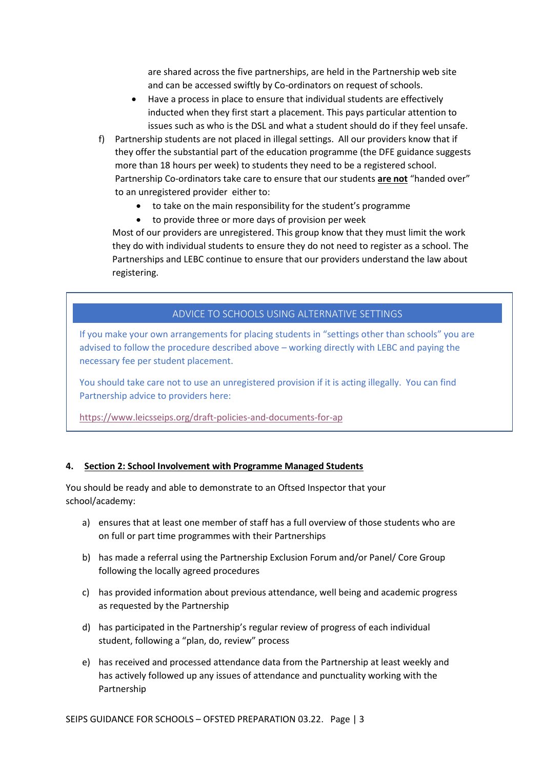are shared across the five partnerships, are held in the Partnership web site and can be accessed swiftly by Co-ordinators on request of schools.

- Have a process in place to ensure that individual students are effectively inducted when they first start a placement. This pays particular attention to issues such as who is the DSL and what a student should do if they feel unsafe.

f) Partnership students are not placed in illegal settings. All our providers know that if they offer the substantial part of the education programme (the DFE guidance suggests more than 18 hours per week) to students they need to be a registered school. Partnership Co-ordinators take care to ensure that our students **are not** "handed over" to an unregistered provider either to:

- to take on the main responsibility for the student's programme
- to provide three or more days of provision per week

Most of our providers are unregistered. This group know that they must limit the work they do with individual students to ensure they do not need to register as a school. The Partnerships and LEBC continue to ensure that our providers understand the law about registering.

> **ADVICE TO SCHOOLS USING ALTERNATIVE SETTINGS**
>
> If you make your own arrangements for placing students in "settings other than schools" you are advised to follow the procedure described above – working directly with LEBC and paying the necessary fee per student placement.
>
> You should take care not to use an unregistered provision if it is acting illegally. You can find Partnership advice to providers here:
>
> https://www.leicsseips.org/draft-policies-and-documents-for-ap

## 4. Section 2: School Involvement with Programme Managed Students

You should be ready and able to demonstrate to an Oftsed Inspector that your school/academy:

a) ensures that at least one member of staff has a full overview of those students who are on full or part time programmes with their Partnerships

b) has made a referral using the Partnership Exclusion Forum and/or Panel/ Core Group following the locally agreed procedures

c) has provided information about previous attendance, well being and academic progress as requested by the Partnership

d) has participated in the Partnership's regular review of progress of each individual student, following a "plan, do, review" process

e) has received and processed attendance data from the Partnership at least weekly and has actively followed up any issues of attendance and punctuality working with the Partnership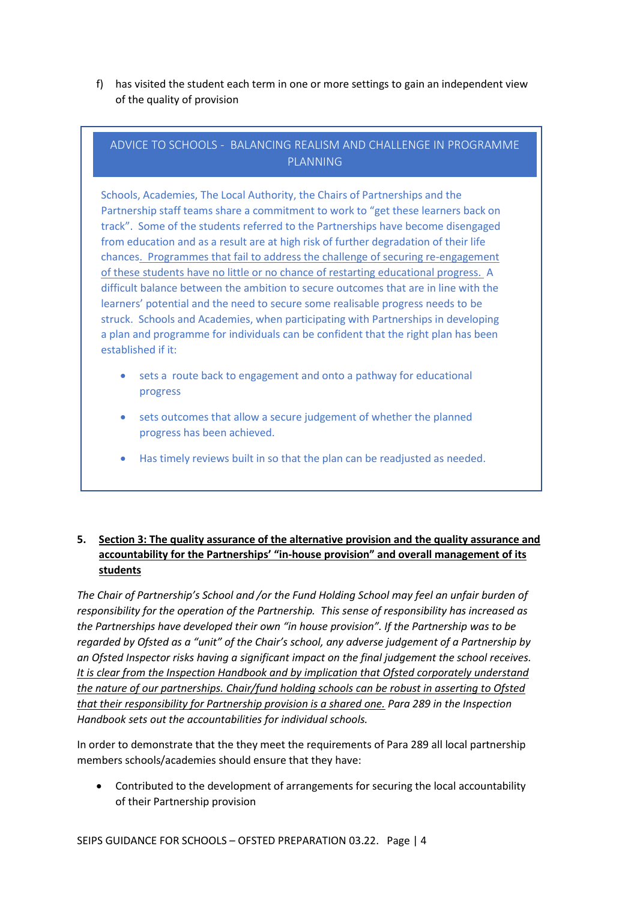f) has visited the student each term in one or more settings to gain an independent view of the quality of provision

> **ADVICE TO SCHOOLS - BALANCING REALISM AND CHALLENGE IN PROGRAMME PLANNING**
>
> Schools, Academies, The Local Authority, the Chairs of Partnerships and the Partnership staff teams share a commitment to work to "get these learners back on track". Some of the students referred to the Partnerships have become disengaged from education and as a result are at high risk of further degradation of their life chances. <u>Programmes that fail to address the challenge of securing re-engagement of these students have no little or no chance of restarting educational progress.</u> A difficult balance between the ambition to secure outcomes that are in line with the learners' potential and the need to secure some realisable progress needs to be struck. Schools and Academies, when participating with Partnerships in developing a plan and programme for individuals can be confident that the right plan has been established if it:
>
> - sets a route back to engagement and onto a pathway for educational progress
> - sets outcomes that allow a secure judgement of whether the planned progress has been achieved.
> - Has timely reviews built in so that the plan can be readjusted as needed.

## 5. <u>Section 3: The quality assurance of the alternative provision and the quality assurance and accountability for the Partnerships' "in-house provision" and overall management of its students</u>

*The Chair of Partnership's School and /or the Fund Holding School may feel an unfair burden of responsibility for the operation of the Partnership. This sense of responsibility has increased as the Partnerships have developed their own "in house provision". If the Partnership was to be regarded by Ofsted as a "unit" of the Chair's school, any adverse judgement of a Partnership by an Ofsted Inspector risks having a significant impact on the final judgement the school receives. <u>It is clear from the Inspection Handbook and by implication that Ofsted corporately understand the nature of our partnerships. Chair/fund holding schools can be robust in asserting to Ofsted that their responsibility for Partnership provision is a shared one.</u> Para 289 in the Inspection Handbook sets out the accountabilities for individual schools.*

In order to demonstrate that the they meet the requirements of Para 289 all local partnership members schools/academies should ensure that they have:

- Contributed to the development of arrangements for securing the local accountability of their Partnership provision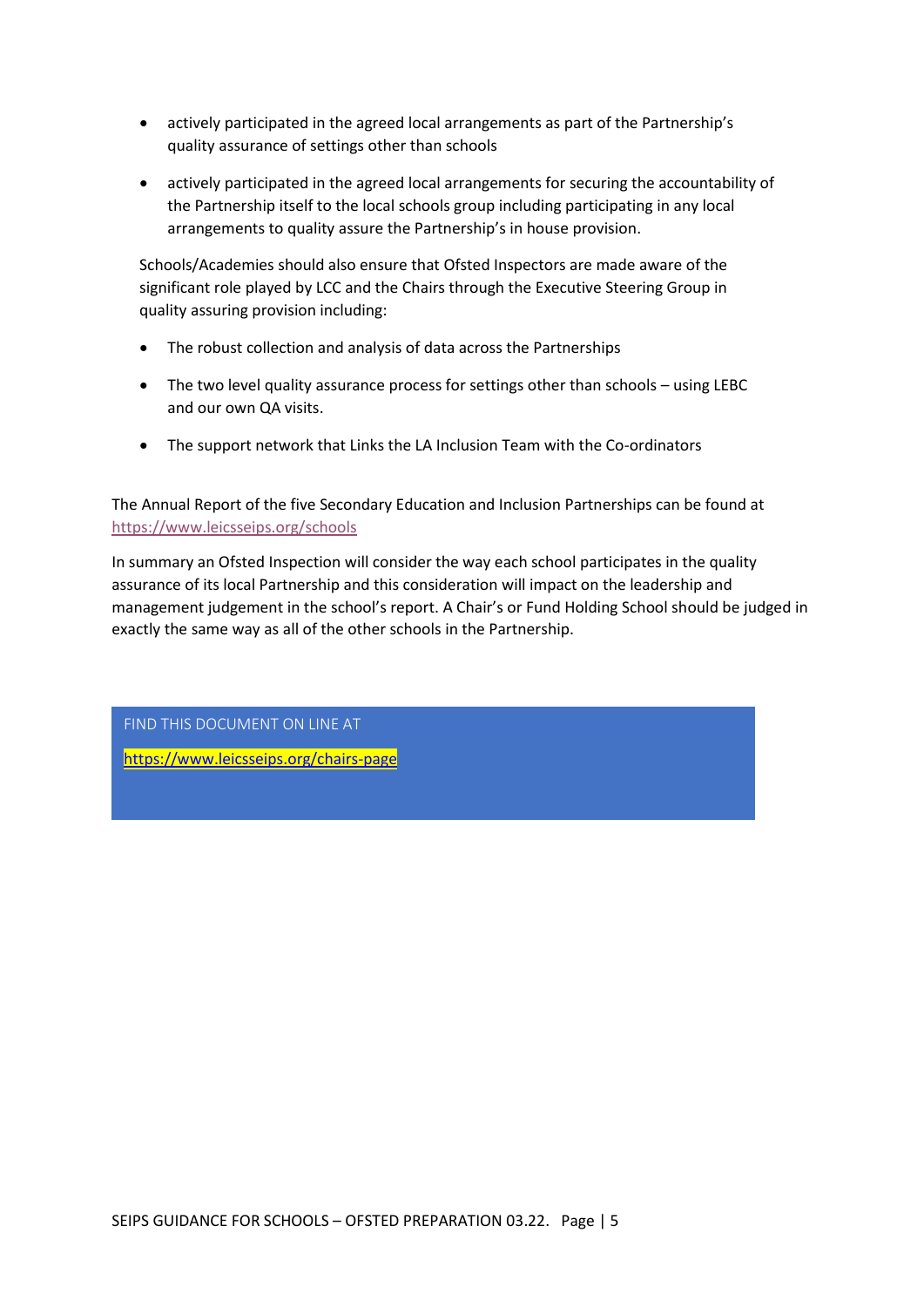- actively participated in the agreed local arrangements as part of the Partnership's quality assurance of settings other than schools
- actively participated in the agreed local arrangements for securing the accountability of the Partnership itself to the local schools group including participating in any local arrangements to quality assure the Partnership's in house provision.

Schools/Academies should also ensure that Ofsted Inspectors are made aware of the significant role played by LCC and the Chairs through the Executive Steering Group in quality assuring provision including:

- The robust collection and analysis of data across the Partnerships
- The two level quality assurance process for settings other than schools – using LEBC and our own QA visits.
- The support network that Links the LA Inclusion Team with the Co-ordinators

The Annual Report of the five Secondary Education and Inclusion Partnerships can be found at https://www.leicsseips.org/schools

In summary an Ofsted Inspection will consider the way each school participates in the quality assurance of its local Partnership and this consideration will impact on the leadership and management judgement in the school's report. A Chair's or Fund Holding School should be judged in exactly the same way as all of the other schools in the Partnership.

FIND THIS DOCUMENT ON LINE AT

https://www.leicsseips.org/chairs-page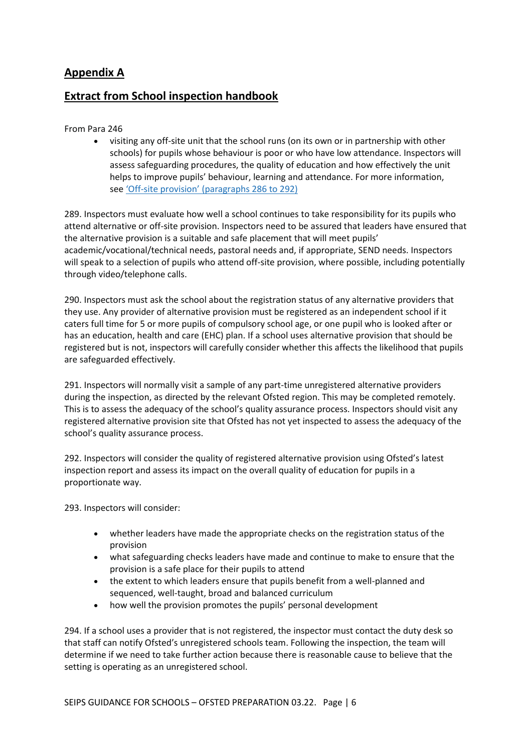## Appendix A

## Extract from School inspection handbook

From Para 246

- visiting any off-site unit that the school runs (on its own or in partnership with other schools) for pupils whose behaviour is poor or who have low attendance. Inspectors will assess safeguarding procedures, the quality of education and how effectively the unit helps to improve pupils' behaviour, learning and attendance. For more information, see 'Off-site provision' (paragraphs 286 to 292)

289. Inspectors must evaluate how well a school continues to take responsibility for its pupils who attend alternative or off-site provision. Inspectors need to be assured that leaders have ensured that the alternative provision is a suitable and safe placement that will meet pupils' academic/vocational/technical needs, pastoral needs and, if appropriate, SEND needs. Inspectors will speak to a selection of pupils who attend off-site provision, where possible, including potentially through video/telephone calls.

290. Inspectors must ask the school about the registration status of any alternative providers that they use. Any provider of alternative provision must be registered as an independent school if it caters full time for 5 or more pupils of compulsory school age, or one pupil who is looked after or has an education, health and care (EHC) plan. If a school uses alternative provision that should be registered but is not, inspectors will carefully consider whether this affects the likelihood that pupils are safeguarded effectively.

291. Inspectors will normally visit a sample of any part-time unregistered alternative providers during the inspection, as directed by the relevant Ofsted region. This may be completed remotely. This is to assess the adequacy of the school's quality assurance process. Inspectors should visit any registered alternative provision site that Ofsted has not yet inspected to assess the adequacy of the school's quality assurance process.

292. Inspectors will consider the quality of registered alternative provision using Ofsted's latest inspection report and assess its impact on the overall quality of education for pupils in a proportionate way.

293. Inspectors will consider:

- whether leaders have made the appropriate checks on the registration status of the provision
- what safeguarding checks leaders have made and continue to make to ensure that the provision is a safe place for their pupils to attend
- the extent to which leaders ensure that pupils benefit from a well-planned and sequenced, well-taught, broad and balanced curriculum
- how well the provision promotes the pupils' personal development

294. If a school uses a provider that is not registered, the inspector must contact the duty desk so that staff can notify Ofsted's unregistered schools team. Following the inspection, the team will determine if we need to take further action because there is reasonable cause to believe that the setting is operating as an unregistered school.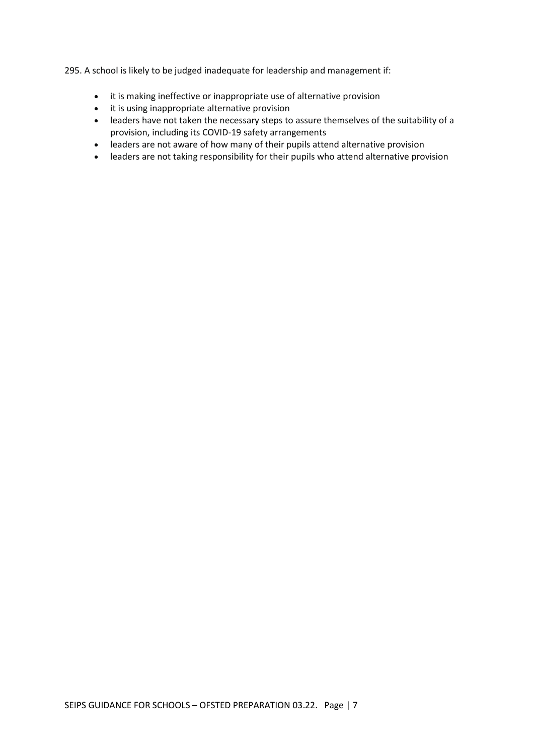295. A school is likely to be judged inadequate for leadership and management if:

- it is making ineffective or inappropriate use of alternative provision
- it is using inappropriate alternative provision
- leaders have not taken the necessary steps to assure themselves of the suitability of a provision, including its COVID-19 safety arrangements
- leaders are not aware of how many of their pupils attend alternative provision
- leaders are not taking responsibility for their pupils who attend alternative provision